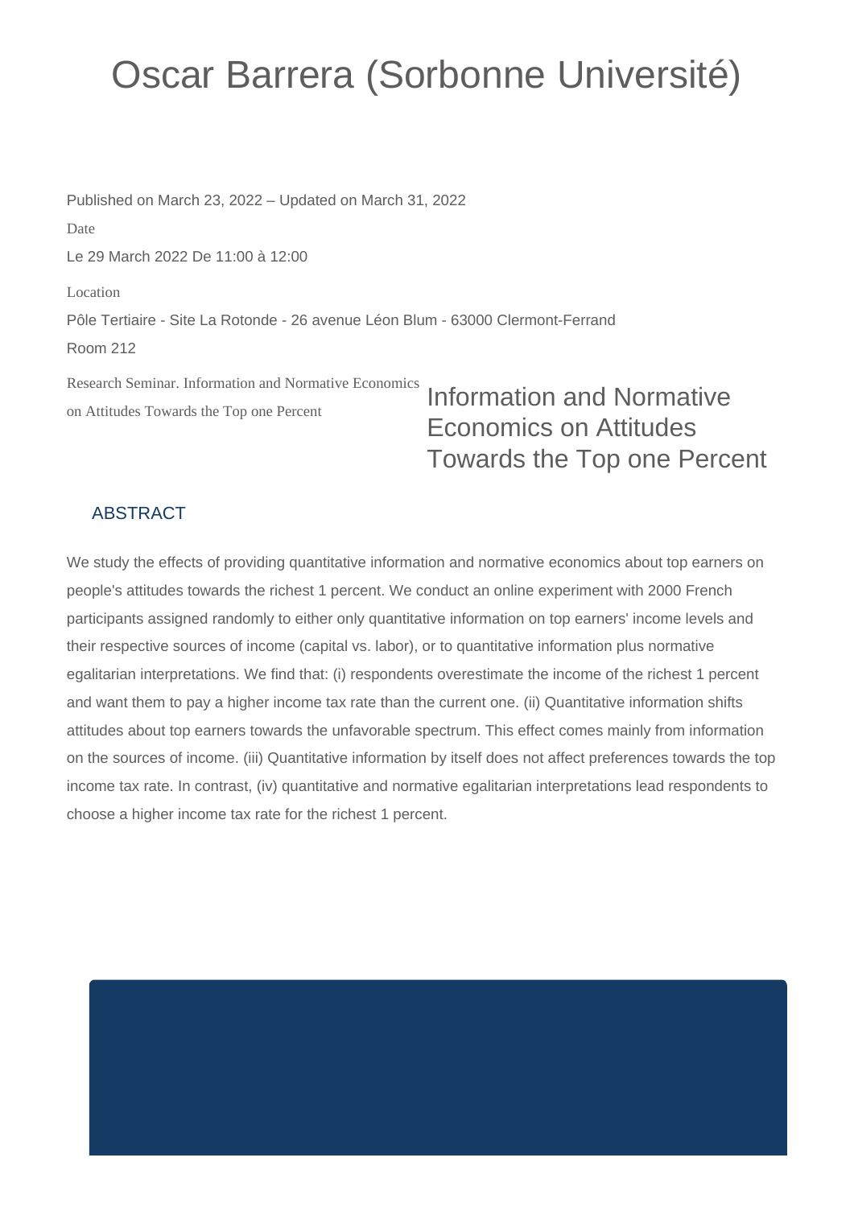# Oscar Barrera (Sorbonne Université)

Published on March 23, 2022 – Updated on March 31, 2022

Date

Le 29 March 2022 De 11:00 à 12:00

Location

Pôle Tertiaire - Site La Rotonde - 26 avenue Léon Blum - 63000 Clermont-Ferrand

Room 212

Research Seminar. Information and Normative Economics on Attitudes Towards the Top one Percent

## Information and Normative Economics on Attitudes Towards the Top one Percent

### ABSTRACT

We study the effects of providing quantitative information and normative economics about top earners on people's attitudes towards the richest 1 percent. We conduct an online experiment with 2000 French participants assigned randomly to either only quantitative information on top earners' income levels and their respective sources of income (capital vs. labor), or to quantitative information plus normative egalitarian interpretations. We find that: (i) respondents overestimate the income of the richest 1 percent and want them to pay a higher income tax rate than the current one. (ii) Quantitative information shifts attitudes about top earners towards the unfavorable spectrum. This effect comes mainly from information on the sources of income. (iii) Quantitative information by itself does not affect preferences towards the top income tax rate. In contrast, (iv) quantitative and normative egalitarian interpretations lead respondents to choose a higher income tax rate for the richest 1 percent.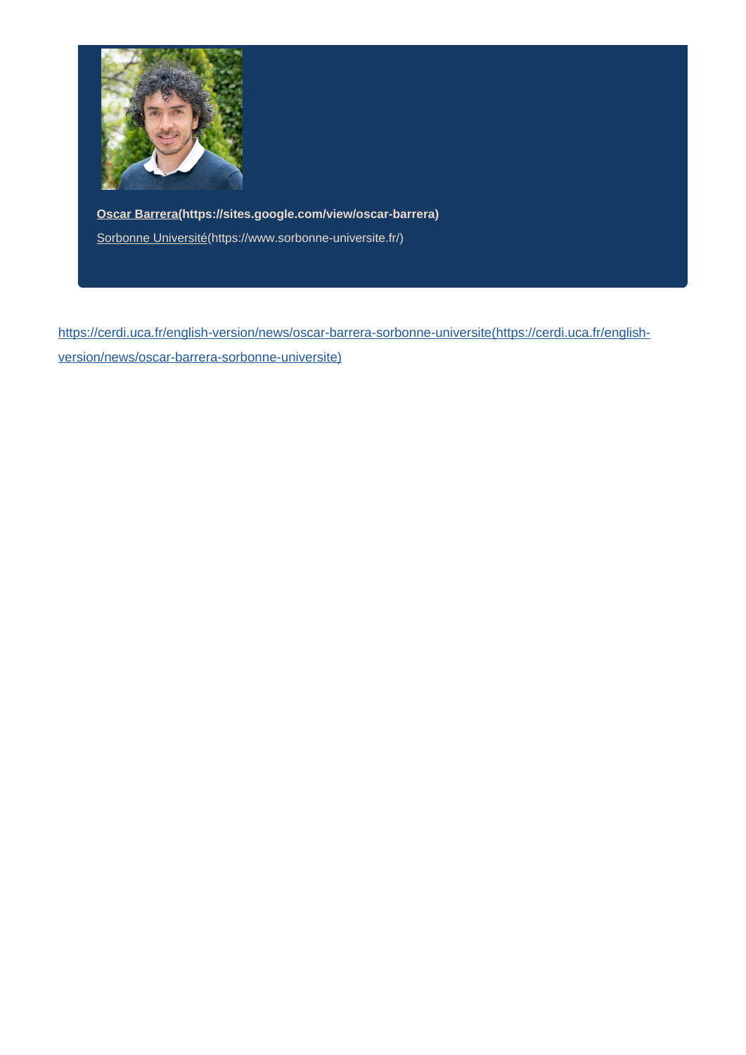**Oscar Barrera(https://sites.google.com/view/oscar-barrera)**

Sorbonne Université(https://www.sorbonne-universite.fr/)

https://cerdi.uca.fr/english-version/news/oscar-barrera-sorbonne-universite(https://cerdi.uca.fr/english-version/news/oscar-barrera-sorbonne-universite)